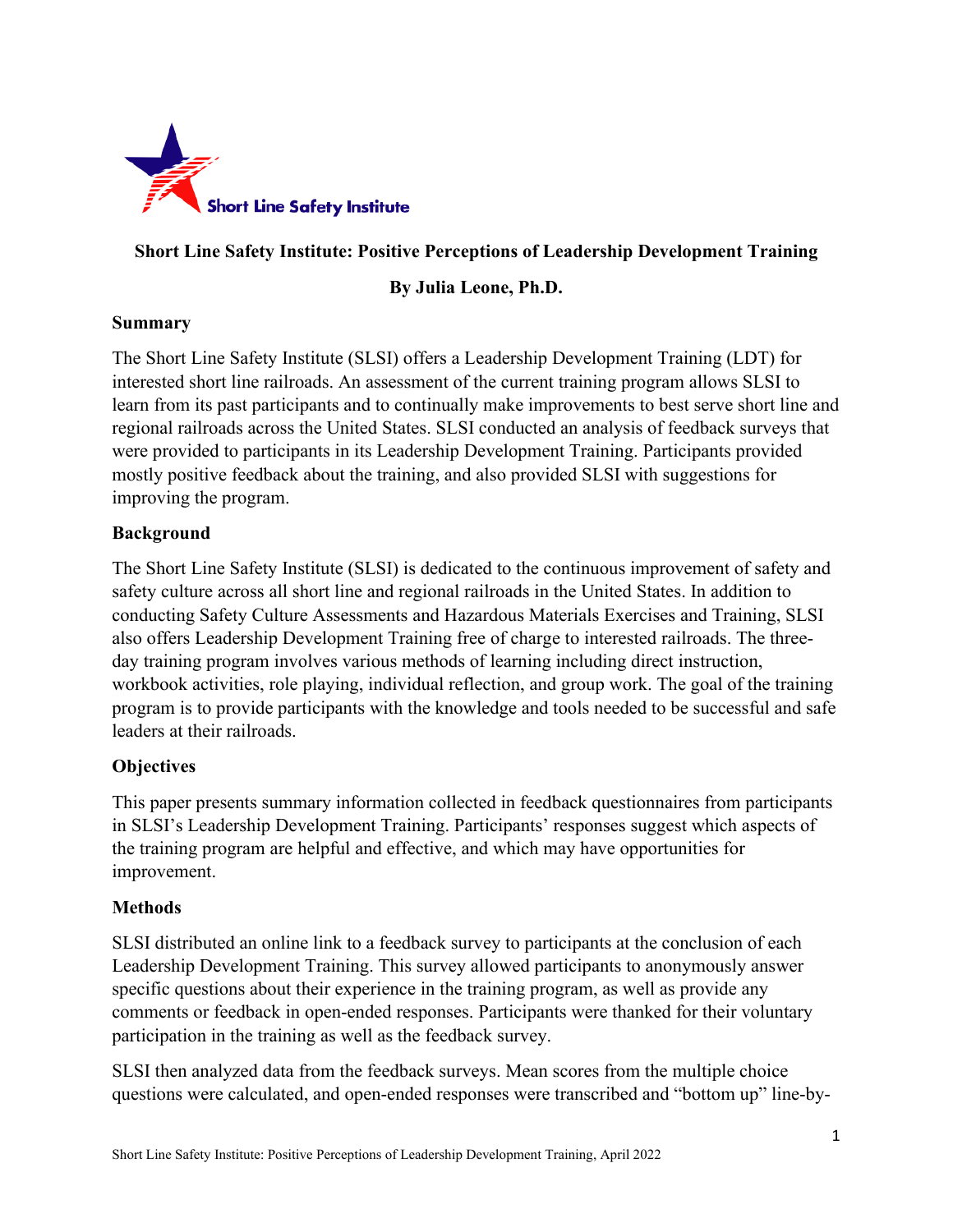Short Line Safety Institute

**Short Line Safety Institute: Positive Perceptions of Leadership Development Training**

**By Julia Leone, Ph.D.**

## Summary

The Short Line Safety Institute (SLSI) offers a Leadership Development Training (LDT) for interested short line railroads. An assessment of the current training program allows SLSI to learn from its past participants and to continually make improvements to best serve short line and regional railroads across the United States. SLSI conducted an analysis of feedback surveys that were provided to participants in its Leadership Development Training. Participants provided mostly positive feedback about the training, and also provided SLSI with suggestions for improving the program.

## Background

The Short Line Safety Institute (SLSI) is dedicated to the continuous improvement of safety and safety culture across all short line and regional railroads in the United States. In addition to conducting Safety Culture Assessments and Hazardous Materials Exercises and Training, SLSI also offers Leadership Development Training free of charge to interested railroads. The three-day training program involves various methods of learning including direct instruction, workbook activities, role playing, individual reflection, and group work. The goal of the training program is to provide participants with the knowledge and tools needed to be successful and safe leaders at their railroads.

## Objectives

This paper presents summary information collected in feedback questionnaires from participants in SLSI's Leadership Development Training. Participants' responses suggest which aspects of the training program are helpful and effective, and which may have opportunities for improvement.

## Methods

SLSI distributed an online link to a feedback survey to participants at the conclusion of each Leadership Development Training. This survey allowed participants to anonymously answer specific questions about their experience in the training program, as well as provide any comments or feedback in open-ended responses. Participants were thanked for their voluntary participation in the training as well as the feedback survey.

SLSI then analyzed data from the feedback surveys. Mean scores from the multiple choice questions were calculated, and open-ended responses were transcribed and "bottom up" line-by-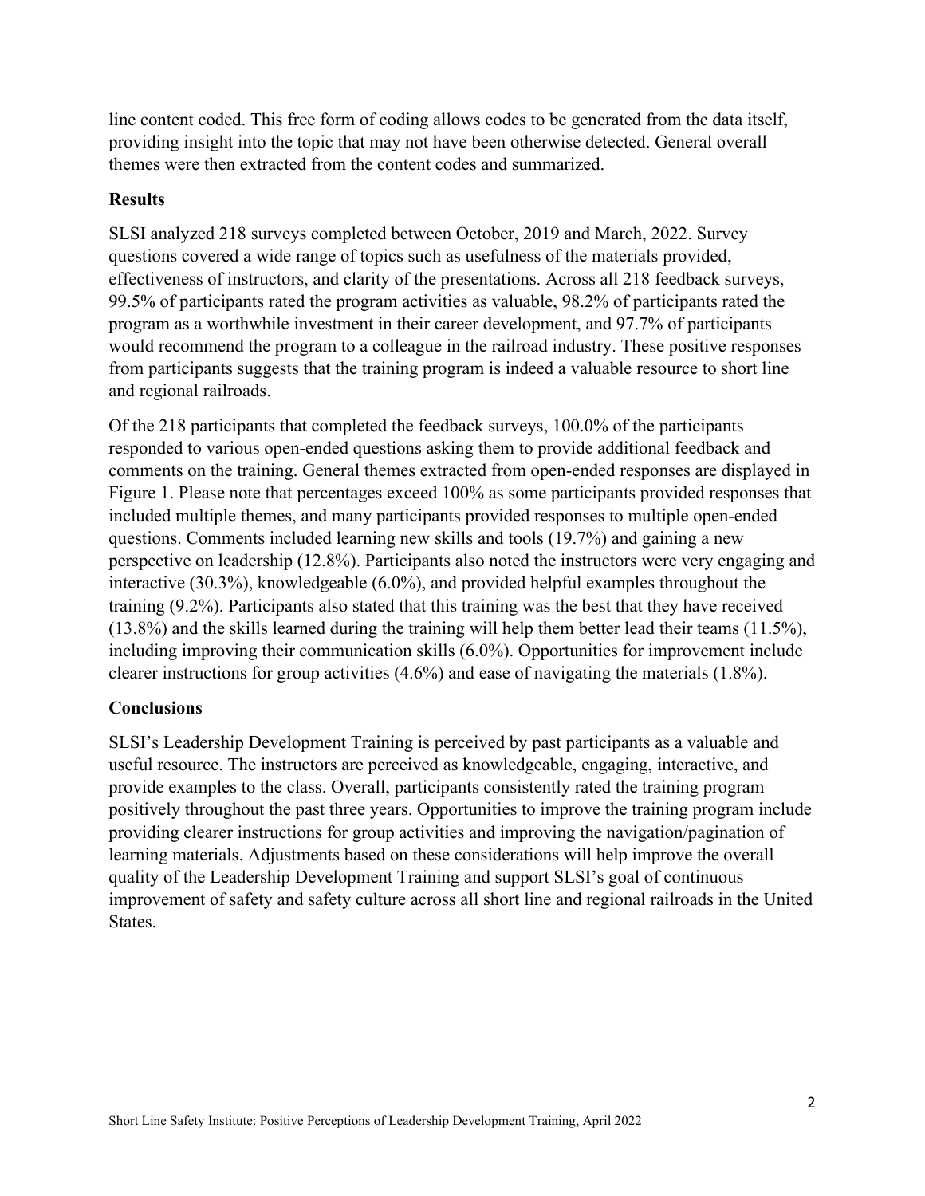line content coded. This free form of coding allows codes to be generated from the data itself, providing insight into the topic that may not have been otherwise detected. General overall themes were then extracted from the content codes and summarized.

## Results

SLSI analyzed 218 surveys completed between October, 2019 and March, 2022. Survey questions covered a wide range of topics such as usefulness of the materials provided, effectiveness of instructors, and clarity of the presentations. Across all 218 feedback surveys, 99.5% of participants rated the program activities as valuable, 98.2% of participants rated the program as a worthwhile investment in their career development, and 97.7% of participants would recommend the program to a colleague in the railroad industry. These positive responses from participants suggests that the training program is indeed a valuable resource to short line and regional railroads.

Of the 218 participants that completed the feedback surveys, 100.0% of the participants responded to various open-ended questions asking them to provide additional feedback and comments on the training. General themes extracted from open-ended responses are displayed in Figure 1. Please note that percentages exceed 100% as some participants provided responses that included multiple themes, and many participants provided responses to multiple open-ended questions. Comments included learning new skills and tools (19.7%) and gaining a new perspective on leadership (12.8%). Participants also noted the instructors were very engaging and interactive (30.3%), knowledgeable (6.0%), and provided helpful examples throughout the training (9.2%). Participants also stated that this training was the best that they have received (13.8%) and the skills learned during the training will help them better lead their teams (11.5%), including improving their communication skills (6.0%). Opportunities for improvement include clearer instructions for group activities (4.6%) and ease of navigating the materials (1.8%).

## Conclusions

SLSI's Leadership Development Training is perceived by past participants as a valuable and useful resource. The instructors are perceived as knowledgeable, engaging, interactive, and provide examples to the class. Overall, participants consistently rated the training program positively throughout the past three years. Opportunities to improve the training program include providing clearer instructions for group activities and improving the navigation/pagination of learning materials. Adjustments based on these considerations will help improve the overall quality of the Leadership Development Training and support SLSI's goal of continuous improvement of safety and safety culture across all short line and regional railroads in the United States.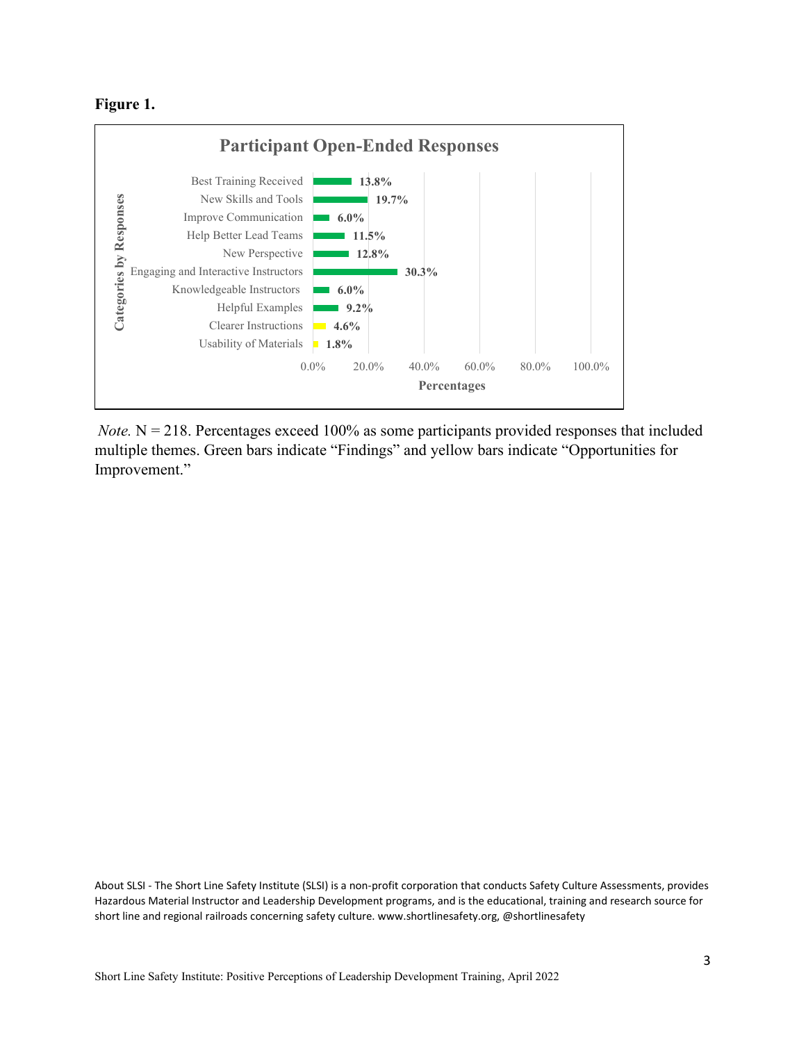**Figure 1.**

Participant Open-Ended Responses

Categories by Responses

Best Training Received 13.8%
New Skills and Tools 19.7%
Improve Communication 6.0%
Help Better Lead Teams 11.5%
New Perspective 12.8%
Engaging and Interactive Instructors 30.3%
Knowledgeable Instructors 6.0%
Helpful Examples 9.2%
Clearer Instructions 4.6%
Usability of Materials 1.8%

0.0% 20.0% 40.0% 60.0% 80.0% 100.0%

Percentages

*Note.* N = 218. Percentages exceed 100% as some participants provided responses that included multiple themes. Green bars indicate "Findings" and yellow bars indicate "Opportunities for Improvement."

About SLSI - The Short Line Safety Institute (SLSI) is a non-profit corporation that conducts Safety Culture Assessments, provides Hazardous Material Instructor and Leadership Development programs, and is the educational, training and research source for short line and regional railroads concerning safety culture. www.shortlinesafety.org, @shortlinesafety